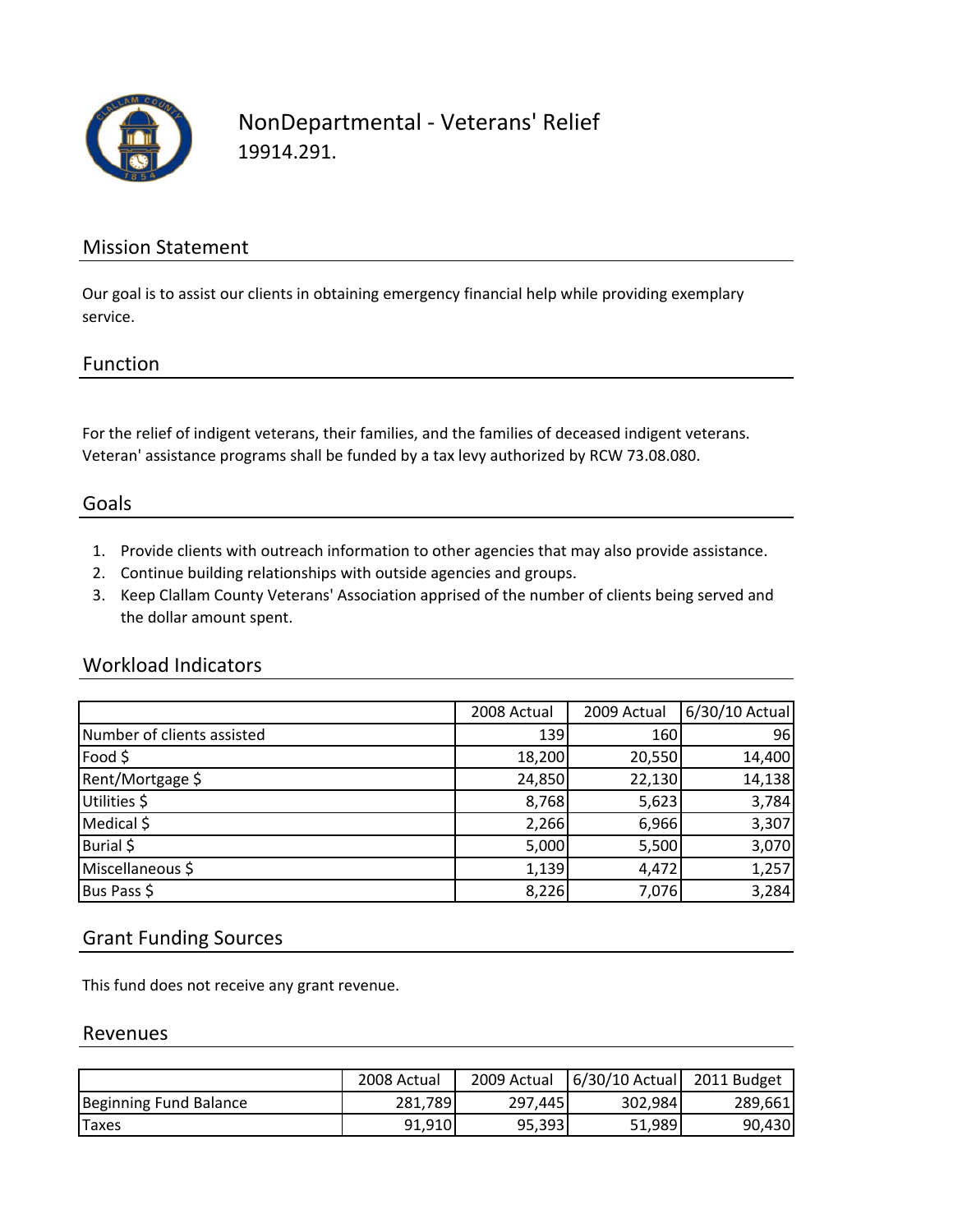# NonDepartmental - Veterans' Relief

19914.291.

## Mission Statement

Our goal is to assist our clients in obtaining emergency financial help while providing exemplary service.

## Function

For the relief of indigent veterans, their families, and the families of deceased indigent veterans. Veteran' assistance programs shall be funded by a tax levy authorized by RCW 73.08.080.

## Goals

1. Provide clients with outreach information to other agencies that may also provide assistance.
2. Continue building relationships with outside agencies and groups.
3. Keep Clallam County Veterans' Association apprised of the number of clients being served and the dollar amount spent.

## Workload Indicators

| | 2008 Actual | 2009 Actual | 6/30/10 Actual |
|---|---|---|---|
| Number of clients assisted | 139 | 160 | 96 |
| Food $ | 18,200 | 20,550 | 14,400 |
| Rent/Mortgage $ | 24,850 | 22,130 | 14,138 |
| Utilities $ | 8,768 | 5,623 | 3,784 |
| Medical $ | 2,266 | 6,966 | 3,307 |
| Burial $ | 5,000 | 5,500 | 3,070 |
| Miscellaneous $ | 1,139 | 4,472 | 1,257 |
| Bus Pass $ | 8,226 | 7,076 | 3,284 |

## Grant Funding Sources

This fund does not receive any grant revenue.

## Revenues

| | 2008 Actual | 2009 Actual | 6/30/10 Actual | 2011 Budget |
|---|---|---|---|---|
| Beginning Fund Balance | 281,789 | 297,445 | 302,984 | 289,661 |
| Taxes | 91,910 | 95,393 | 51,989 | 90,430 |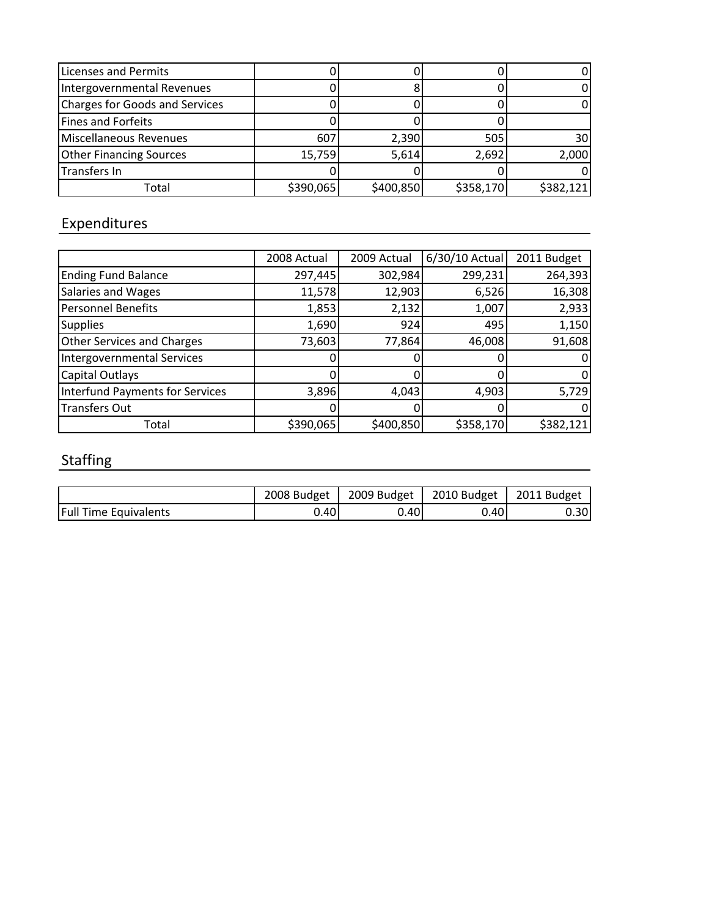| | | | | |
|---|---|---|---|---|
| Licenses and Permits | 0 | 0 | 0 | 0 |
| Intergovernmental Revenues | 0 | 8 | 0 | 0 |
| Charges for Goods and Services | 0 | 0 | 0 | 0 |
| Fines and Forfeits | 0 | 0 | 0 | |
| Miscellaneous Revenues | 607 | 2,390 | 505 | 30 |
| Other Financing Sources | 15,759 | 5,614 | 2,692 | 2,000 |
| Transfers In | 0 | 0 | 0 | 0 |
| Total | $390,065 | $400,850 | $358,170 | $382,121 |

## Expenditures

| | 2008 Actual | 2009 Actual | 6/30/10 Actual | 2011 Budget |
|---|---|---|---|---|
| Ending Fund Balance | 297,445 | 302,984 | 299,231 | 264,393 |
| Salaries and Wages | 11,578 | 12,903 | 6,526 | 16,308 |
| Personnel Benefits | 1,853 | 2,132 | 1,007 | 2,933 |
| Supplies | 1,690 | 924 | 495 | 1,150 |
| Other Services and Charges | 73,603 | 77,864 | 46,008 | 91,608 |
| Intergovernmental Services | 0 | 0 | 0 | 0 |
| Capital Outlays | 0 | 0 | 0 | 0 |
| Interfund Payments for Services | 3,896 | 4,043 | 4,903 | 5,729 |
| Transfers Out | 0 | 0 | 0 | 0 |
| Total | $390,065 | $400,850 | $358,170 | $382,121 |

## Staffing

| | 2008 Budget | 2009 Budget | 2010 Budget | 2011 Budget |
|---|---|---|---|---|
| Full Time Equivalents | 0.40 | 0.40 | 0.40 | 0.30 |